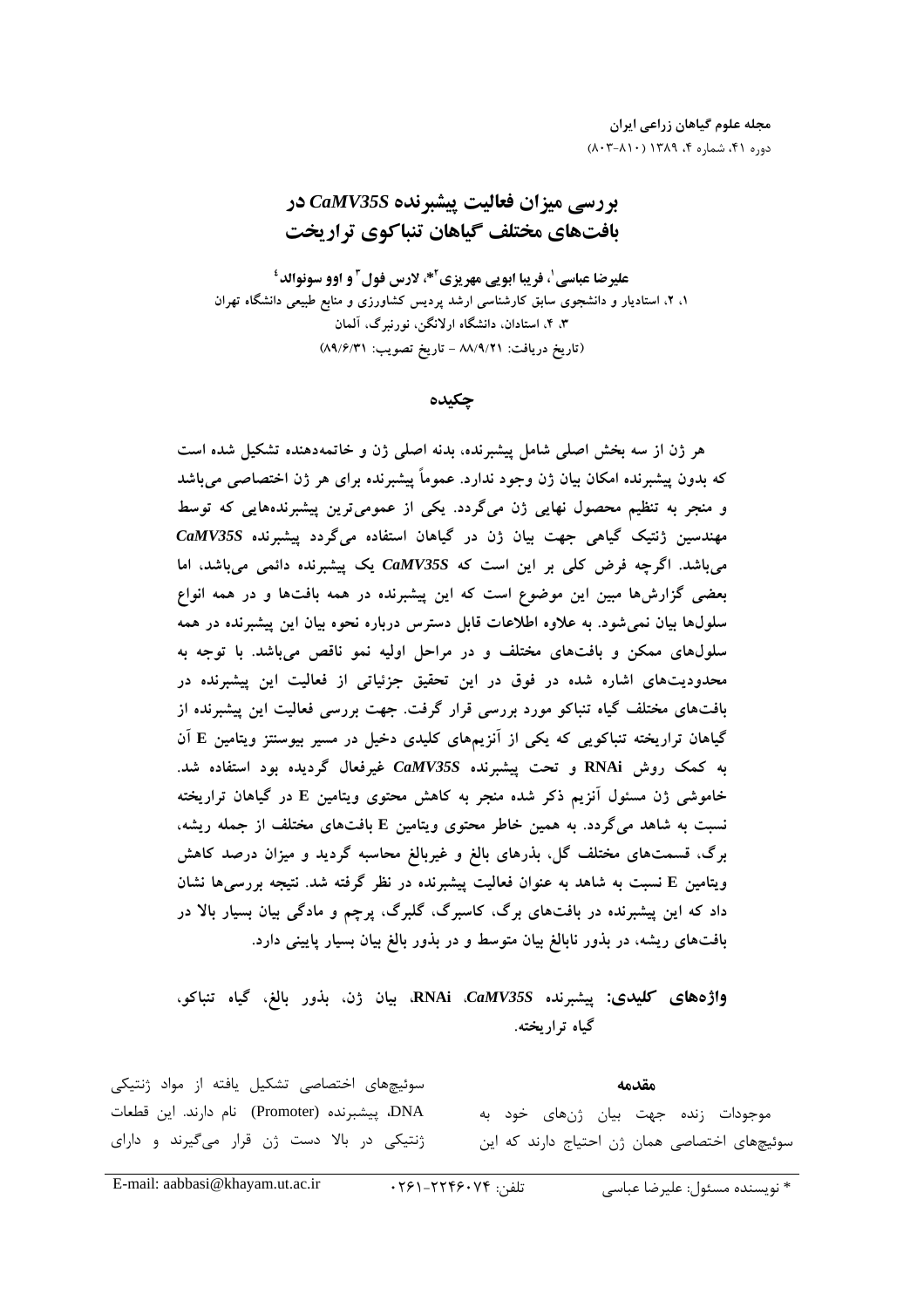# بررسی میزان فعالیت پیشبرنده *CaMV35S* در بافت‌های مختلف گیاهان تنباکوی تراریخت

**علیرضا عباسی[1]، فریبا ابویی مهریزی[2]*، لارس فول[3] و اوو سونوالد[4]**

۱، ۲، استادیار و دانشجوی سابق کارشناسی ارشد پردیس کشاورزی و منابع طبیعی دانشگاه تهران

۳، ۴، استادان، دانشگاه ارلانگن، نورنبرگ، آلمان

(تاریخ دریافت: ۸۸/۹/۲۱ - تاریخ تصویب: ۸۹/۶/۳۱)

## چکیده

هر ژن از سه بخش اصلی شامل پیشبرنده، بدنه اصلی ژن و خاتمه‌دهنده تشکیل شده است که بدون پیشبرنده امکان بیان ژن وجود ندارد. عموماً پیشبرنده برای هر ژن اختصاصی می‌باشد و منجر به تنظیم محصول نهایی ژن می‌گردد. یکی از عمومی‌ترین پیشبرنده‌هایی که توسط مهندسین ژنتیک گیاهی جهت بیان ژن در گیاهان استفاده می‌گردد پیشبرنده *CaMV35S* می‌باشد. اگرچه فرض کلی بر این است که *CaMV35S* یک پیشبرنده دائمی می‌باشد، اما بعضی گزارش‌ها مبین این موضوع است که این پیشبرنده در همه بافت‌ها و در همه انواع سلول‌ها بیان نمی‌شود. به علاوه اطلاعات قابل دسترس درباره نحوه بیان این پیشبرنده در همه سلول‌های ممکن و بافت‌های مختلف و در مراحل اولیه نمو ناقص می‌باشد. با توجه به محدودیت‌های اشاره شده در فوق در این تحقیق جزئیاتی از فعالیت این پیشبرنده در بافت‌های مختلف گیاه تنباکو مورد بررسی قرار گرفت. جهت بررسی فعالیت این پیشبرنده از گیاهان تراریخته تنباکویی که یکی از آنزیم‌های کلیدی دخیل در مسیر بیوسنتز ویتامین E آن به کمک روش RNAi و تحت پیشبرنده *CaMV35S* غیرفعال گردیده بود استفاده شد. خاموشی ژن مسئول آنزیم ذکر شده منجر به کاهش محتوی ویتامین E در گیاهان تراریخته نسبت به شاهد می‌گردد. به همین خاطر محتوی ویتامین E بافت‌های مختلف از جمله ریشه، برگ، قسمت‌های مختلف گل، بذرهای بالغ و غیربالغ محاسبه گردید و میزان درصد کاهش ویتامین E نسبت به شاهد به عنوان فعالیت پیشبرنده در نظر گرفته شد. نتیجه بررسی‌ها نشان داد که این پیشبرنده در بافت‌های برگ، کاسبرگ، گلبرگ، پرچم و مادگی بیان بسیار بالا در بافت‌های ریشه، در بذور نابالغ بیان متوسط و در بذور بالغ بیان بسیار پایینی دارد.

**واژه‌های کلیدی:** پیشبرنده *CaMV35S*، RNAi، بیان ژن، بذور بالغ، گیاه تنباکو، گیاه تراریخته.

## مقدمه

موجودات زنده جهت بیان ژن‌های خود به سوئیچ‌های اختصاصی همان ژن احتیاج دارند که این سوئیچ‌های اختصاصی تشکیل یافته از مواد ژنتیکی DNA، پیشبرنده (Promoter) نام دارند. این قطعات ژنتیکی در بالا دست ژن قرار می‌گیرند و دارای

* نویسنده مسئول: علیرضا عباسی تلفن: ۰۲۶۱-۲۲۴۶۰۷۴ E-mail: aabbasi@khayam.ut.ac.ir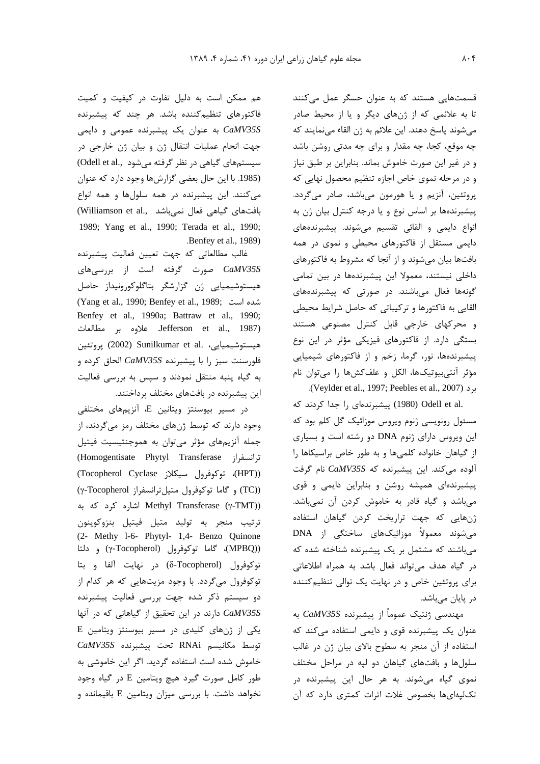قسمت‌هایی هستند که به عنوان حسگر عمل می‌کنند تا به علائمی که از ژن‌های دیگر و یا از محیط صادر می‌شوند پاسخ دهند. این علائم به ژن القاء می‌نمایند که چه موقع، کجا، چه مقدار و برای چه مدتی روشن باشد و در غیر این صورت خاموش بماند. بنابراین بر طبق نیاز و در مرحله نموی خاص اجازه تنظیم محصول نهایی که پروتئین، آنزیم و یا هورمون می‌باشد، صادر می‌گردد. پیشبرنده‌ها بر اساس نوع و یا درجه کنترل بیان ژن به انواع دایمی و القائی تقسیم می‌شوند. پیشبرنده‌های دایمی مستقل از فاکتورهای محیطی و نموی در همه بافت‌ها بیان می‌شوند و از آنجا که مشروط به فاکتورهای داخلی نیستند، معمولا این پیشبرنده‌ها در بین تمامی گونه‌ها فعال می‌باشند. در صورتی که پیشبرنده‌های القایی به فاکتورها و ترکیباتی که حاصل شرایط محیطی و محرکهای خارجی قابل کنترل مصنوعی هستند بستگی دارد. از فاکتورهای فیزیکی مؤثر در این نوع پیشبرنده‌ها، نور، گرما، زخم و از فاکتورهای شیمیایی مؤثر آنتی‌بیوتیک‌ها، الکل و علف‌کش‌ها را می‌توان نام برد (Veylder et al., 1997; Peebles et al., 2007).

Odell et al. (1980) پیشبرنده‌ای را جدا کردند که مسئول رونویسی ژنوم ویروس موزائیک گل کلم بود که این ویروس دارای ژنوم DNA دو رشته است و بسیاری از گیاهان خانواده کلمی‌ها و به طور خاص براسیکاها را آلوده می‌کند. این پیشبرنده که *CaMV35S* نام گرفت پیشبرنده‌ای همیشه روشن و بنابراین دایمی و قوی می‌باشد و گیاه قادر به خاموش کردن آن نمی‌باشد. ژن‌هایی که جهت تراریخت کردن گیاهان استفاده می‌شوند معمولاً موزائیک‌های ساختگی از DNA می‌باشند که مشتمل بر یک پیشبرنده شناخته شده که در گیاه هدف می‌تواند فعال باشد به همراه اطلاعاتی برای پروتئین خاص و در نهایت یک توالی تنظیم‌کننده در پایان می‌باشد.

مهندسی ژنتیک عموماً از پیشبرنده *CaMV35S* به عنوان یک پیشبرنده قوی و دایمی استفاده می‌کند که استفاده از آن منجر به سطوح بالای بیان ژن در غالب سلول‌ها و بافت‌های گیاهان دو لپه در مراحل مختلف نموی گیاه می‌شوند. به هر حال این پیشبرنده در تک‌لپه‌ای‌ها بخصوص غلات اثرات کمتری دارد که آن هم ممکن است به دلیل تفاوت در کیفیت و کمیت فاکتورهای تنظیم‌کننده باشد. هر چند که پیشبرنده *CaMV35S* به عنوان یک پیشبرنده عمومی و دایمی جهت انجام عملیات انتقال ژن و بیان ژن خارجی در سیستم‌های گیاهی در نظر گرفته می‌شود (Odell et al., 1985). با این حال بعضی گزارش‌ها وجود دارد که عنوان می‌کنند. این پیشبرنده در همه سلول‌ها و همه انواع بافت‌های گیاهی فعال نمی‌باشد (Williamson et al., 1989; Yang et al., 1990; Terada et al., 1990; Benfey et al., 1989).

غالب مطالعاتی که جهت تعیین فعالیت پیشبرنده *CaMV35S* صورت گرفته است از بررسی‌های هیستوشیمیایی ژن گزارشگر بتاگلوکورونیداز حاصل شده است (Yang et al., 1990; Benfey et al., 1989; Benfey et al., 1990a; Battraw et al., 1990; Jefferson et al., 1987) علاوه بر مطالعات هیستوشیمیایی، Sunilkumar et al. (2002) پروتئین فلورسنت سبز را با پیشبرنده *CaMV35S* الحاق کرده و به گیاه پنبه منتقل نمودند و سپس به بررسی فعالیت این پیشبرنده در بافت‌های مختلف پرداختند.

در مسیر بیوسنتز ویتامین E، آنزیم‌های مختلفی وجود دارند که توسط ژن‌های مختلف رمز می‌گردند، از جمله آنزیم‌های مؤثر می‌توان به هموجنتیسیت فیتیل ترانسفراز (Homogentisate Phytyl Transferase (HPT))، توکوفرول سیکلاز (Tocopherol Cyclase (TC)) و گاما توکوفرول متیل‌ترانسفراز (γ-Tocopherol Methyl Transferase (γ-TMT)) اشاره کرد که به ترتیب منجر به تولید متیل فیتیل بنزوکوینون (2- Methy l-6- Phytyl- 1,4- Benzo Quinone (MPBQ))، گاما توکوفرول (γ-Tocopherol) و دلتا توکوفرول (δ-Tocopherol) در نهایت آلفا و بتا توکوفرول می‌گردد. با وجود مزیت‌هایی که هر کدام از دو سیستم ذکر شده جهت بررسی فعالیت پیشبرنده *CaMV35S* دارند در این تحقیق از گیاهانی که در آنها یکی از ژن‌های کلیدی در مسیر بیوسنتز ویتامین E توسط مکانیسم RNAi تحت پیشبرنده *CaMV35S* خاموش شده است استفاده گردید. اگر این خاموشی به طور کامل صورت گیرد هیچ ویتامین E در گیاه وجود نخواهد داشت. با بررسی میزان ویتامین E باقیمانده و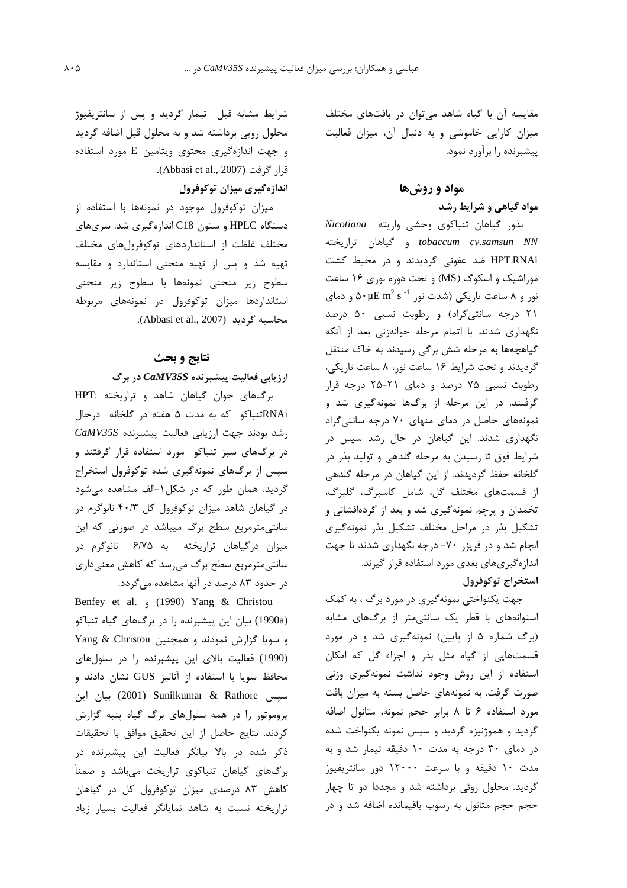مقایسه آن با گیاه شاهد می‌توان در بافت‌های مختلف میزان کارایی خاموشی و به دنبال آن، میزان فعالیت پیشبرنده را برآورد نمود.

## مواد و روش‌ها

### مواد گیاهی و شرایط رشد

بذور گیاهان تنباکوی وحشی واریته *Nicotiana tobaccum cv.samsun NN* و گیاهان تراریخته HPT:RNAi ضد عفونی گردیدند و در محیط کشت موراشیک و اسکوگ (MS) و تحت دوره نوری ۱۶ ساعت نور و ۸ ساعت تاریکی (شدت نور $50\ \mu E\ m^2\ s^{-1}$ و دمای ۲۱ درجه سانتی‌گراد) و رطوبت نسبی ۵۰ درصد نگهداری شدند. با اتمام مرحله جوانه‌زنی بعد از آنکه گیاهچه‌ها به مرحله شش برگی رسیدند به خاک منتقل گردیدند و تحت شرایط ۱۶ ساعت نور، ۸ ساعت تاریکی، رطوبت نسبی ۷۵ درصد و دمای ۲۱-۲۵ درجه قرار گرفتند. در این مرحله از برگ‌ها نمونه‌گیری شد و نمونه‌های حاصل در دمای منهای ۷۰ درجه سانتی‌گراد نگهداری شدند. این گیاهان در حال رشد سپس در شرایط فوق تا رسیدن به مرحله گلدهی و تولید بذر در گلخانه حفظ گردیدند. از این گیاهان در مرحله گلدهی از قسمت‌های مختلف گل، شامل کاسبرگ، گلبرگ، تخمدان و پرچم نمونه‌گیری شد و بعد از گرده‌افشانی و تشکیل بذر در مراحل مختلف تشکیل بذر نمونه‌گیری انجام شد و در فریزر ۷۰- درجه نگهداری شدند تا جهت اندازه‌گیری‌های بعدی مورد استفاده قرار گیرند.

### استخراج توکوفرول

جهت یکنواختی نمونه‌گیری در مورد برگ ، به کمک استوانه‌های با قطر یک سانتی‌متر از برگ‌های مشابه (برگ شماره ۵ از پایین) نمونه‌گیری شد و در مورد قسمت‌هایی از گیاه مثل بذر و اجزاء گل که امکان استفاده از این روش وجود نداشت نمونه‌گیری وزنی صورت گرفت. به نمونه‌های حاصل بسته به میزان بافت مورد استفاده ۶ تا ۸ برابر حجم نمونه، متانول اضافه گردید و هموژنیزه گردید و سپس نمونه یکنواخت شده در دمای ۳۰ درجه به مدت ۱۰ دقیقه تیمار شد و به مدت ۱۰ دقیقه و با سرعت ۱۲۰۰۰ دور سانتریفیوژ گردید. محلول روئی برداشته شد و مجددا دو تا چهار حجم حجم متانول به رسوب باقیمانده اضافه شد و در شرایط مشابه قبل تیمار گردید و پس از سانتریفیوژ محلول رویی برداشته شد و به محلول قبل اضافه گردید و جهت اندازه‌گیری محتوی ویتامین E مورد استفاده قرار گرفت (Abbasi et al., 2007).

### اندازه‌گیری میزان توکوفرول

میزان توکوفرول موجود در نمونه‌ها با استفاده از دستگاه HPLC و ستون C18 اندازه‌گیری شد. سری‌های مختلف غلظت از استانداردهای توکوفرول‌های مختلف تهیه شد و پس از تهیه منحنی استاندارد و مقایسه سطوح زیر منحنی نمونه‌ها با سطوح زیر منحنی استانداردها میزان توکوفرول در نمونه‌های مربوطه محاسبه گردید (Abbasi et al., 2007).

## نتایج و بحث

### ارزیابی فعالیت پیشبرنده *CaMV35S* در برگ

برگ‌های جوان گیاهان شاهد و تراریخته HPT: RNAiتنباکو که به مدت ۵ هفته در گلخانه درحال رشد بودند جهت ارزیابی فعالیت پیشبرنده *CaMV35S* در برگ‌های سبز تنباکو مورد استفاده قرار گرفتند و سپس از برگ‌های نمونه‌گیری شده توکوفرول استخراج گردید. همان طور که در شکل۱-الف مشاهده می‌شود در گیاهان شاهد میزان توکوفرول کل ۴۰/۳ نانوگرم در سانتی‌مترمربع سطح برگ میباشد در صورتی که این میزان درگیاهان تراریخته به ۶/۷۵ نانوگرم در سانتی‌مترمربع سطح برگ می‌رسد که کاهش معنی‌داری در حدود ۸۳ درصد در آنها مشاهده می‌گردد.

Benfey et al. (1990) و Yang & Christou (1990a) بیان این پیشبرنده را در برگ‌های گیاه تنباکو و سویا گزارش نمودند و همچنین Yang & Christou (1990) فعالیت بالای این پیشبرنده را در سلول‌های محافظ سویا با استفاده از آنالیز GUS نشان دادند و سپس Sunilkumar & Rathore (2001) بیان این پروموتور را در همه سلول‌های برگ گیاه پنبه گزارش کردند. نتایج حاصل از این تحقیق موافق با تحقیقات ذکر شده در بالا بیانگر فعالیت این پیشبرنده در برگ‌های گیاهان تنباکوی تراریخت می‌باشد و ضمناً کاهش ۸۳ درصدی میزان توکوفرول کل در گیاهان تراریخته نسبت به شاهد نمایانگر فعالیت بسیار زیاد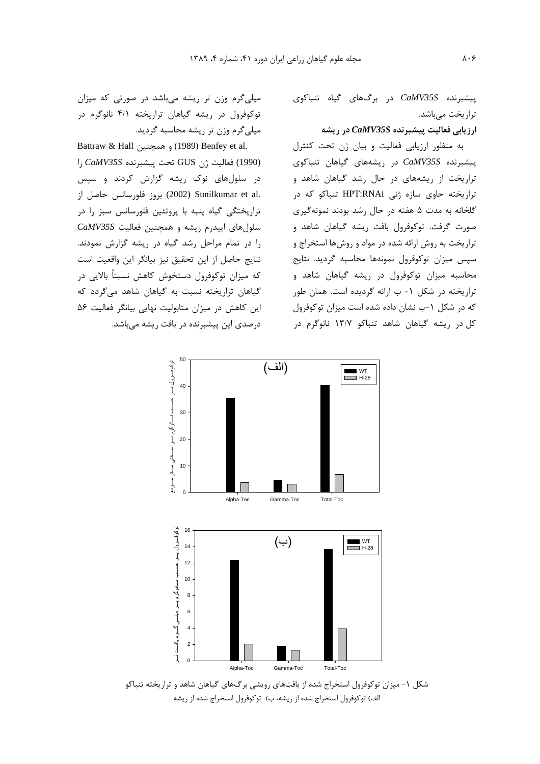پیشبرنده *CaMV35S* در برگ‌های گیاه تنباکوی تراریخت می‌باشد.

**ارزیابی فعالیت پیشبرنده *CaMV35S* در ریشه**

به منظور ارزیابی فعالیت و بیان ژن تحت کنترل پیشبرنده *CaMV35S* در ریشه‌های گیاهان تنباکوی تراریخت از ریشه‌های در حال رشد گیاهان شاهد و تراریخته حاوی سازه ژنی HPT:RNAi تنباکو که در گلخانه به مدت ۵ هفته در حال رشد بودند نمونه‌گیری صورت گرفت. توکوفرول بافت ریشه گیاهان شاهد و تراریخت به روش ارائه شده در مواد و روش‌ها استخراج و سپس میزان توکوفرول نمونه‌ها محاسبه گردید. نتایج محاسبه میزان توکوفرول در ریشه گیاهان شاهد و تراریخته در شکل ۱- ب ارائه گردیده است. همان طور که در شکل ۱-ب نشان داده شده است میزان توکوفرول کل در ریشه گیاهان شاهد تنباکو ۱۳/۷ نانوگرم در میلی‌گرم وزن تر ریشه می‌باشد در صورتی که میزان توکوفرول در ریشه گیاهان تراریخته ۴/۱ نانوگرم در میلی‌گرم وزن تر ریشه محاسبه گردید.

Battraw & Hall (1989) و همچنین .Benfey et al (1990) فعالیت ژن GUS تحت پیشبرنده *CaMV35S* را در سلول‌های نوک ریشه گزارش کردند و سپس .Sunilkumar et al (2002) بروز فلورسانس حاصل از تراریختگی گیاه پنبه با پروتئین فلورسانس سبز را در سلول‌های اپیدرم ریشه و همچنین فعالیت *CaMV35S* را در تمام مراحل رشد گیاه در ریشه گزارش نمودند. نتایج حاصل از این تحقیق نیز بیانگر این واقعیت است که میزان توکوفرول دستخوش کاهش نسبتاً بالایی در گیاهان تراریخته نسبت به گیاهان شاهد می‌گردد که این کاهش در میزان متابولیت نهایی بیانگر فعالیت ۵۶ درصدی این پیشبرنده در بافت ریشه می‌باشد.

شکل ۱- میزان توکوفرول استخراج شده از بافت‌های رویشی برگ‌های گیاهان شاهد و تراریخته تنباکو
الف) توکوفرول استخراج شده از ریشه، ب) توکوفرول استخراج شده از ریشه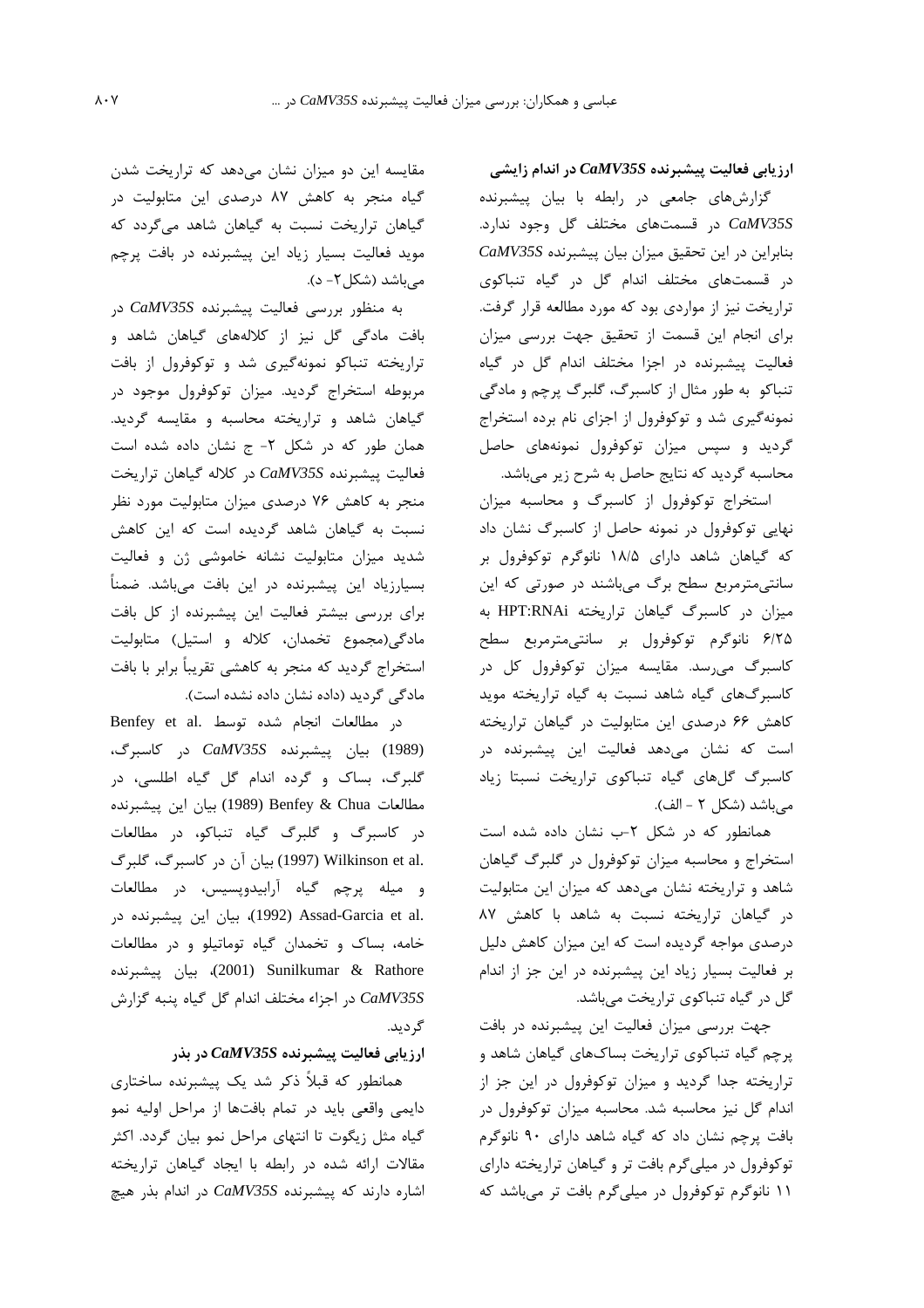### ارزیابی فعالیت پیشبرنده *CaMV35S* در اندام زایشی

گزارش‌های جامعی در رابطه با بیان پیشبرنده *CaMV35S* در قسمت‌های مختلف گل وجود ندارد. بنابراین در این تحقیق میزان بیان پیشبرنده *CaMV35S* در قسمت‌های مختلف اندام گل در گیاه تنباکوی تراریخت نیز از مواردی بود که مورد مطالعه قرار گرفت. برای انجام این قسمت از تحقیق جهت بررسی میزان فعالیت پیشبرنده در اجزا مختلف اندام گل در گیاه تنباکو به طور مثال از کاسبرگ، گلبرگ پرچم و مادگی نمونه‌گیری شد و توکوفرول از اجزای نام برده استخراج گردید و سپس میزان توکوفرول نمونه‌های حاصل محاسبه گردید که نتایج حاصل به شرح زیر می‌باشد.

استخراج توکوفرول از کاسبرگ و محاسبه میزان نهایی توکوفرول در نمونه حاصل از کاسبرگ نشان داد که گیاهان شاهد دارای ۱۸/۵ نانوگرم توکوفرول بر سانتی‌مترمربع سطح برگ می‌باشند در صورتی که این میزان در کاسبرگ گیاهان تراریخته HPT:RNAi به ۶/۲۵ نانوگرم توکوفرول بر سانتی‌مترمربع سطح کاسبرگ می‌رسد. مقایسه میزان توکوفرول کل در کاسبرگ‌های گیاه شاهد نسبت به گیاه تراریخته موید کاهش ۶۶ درصدی این متابولیت در گیاهان تراریخته است که نشان می‌دهد فعالیت این پیشبرنده در کاسبرگ گل‌های گیاه تنباکوی تراریخت نسبتا زیاد می‌باشد (شکل ۲ - الف).

همانطور که در شکل ۲-ب نشان داده شده است استخراج و محاسبه میزان توکوفرول در گلبرگ گیاهان شاهد و تراریخته نشان می‌دهد که میزان این متابولیت در گیاهان تراریخته نسبت به شاهد با کاهش ۸۷ درصدی مواجه گردیده است که این میزان کاهش دلیل بر فعالیت بسیار زیاد این پیشبرنده در این جز از اندام گل در گیاه تنباکوی تراریخت می‌باشد.

جهت بررسی میزان فعالیت این پیشبرنده در بافت پرچم گیاه تنباکوی تراریخت بساک‌های گیاهان شاهد و تراریخته جدا گردید و میزان توکوفرول در این جز از اندام گل نیز محاسبه شد. محاسبه میزان توکوفرول در بافت پرچم نشان داد که گیاه شاهد دارای ۹۰ نانوگرم توکوفرول در میلی‌گرم بافت تر و گیاهان تراریخته دارای ۱۱ نانوگرم توکوفرول در میلی‌گرم بافت تر می‌باشد که مقایسه این دو میزان نشان می‌دهد که تراریخت شدن گیاه منجر به کاهش ۸۷ درصدی این متابولیت در گیاهان تراریخت نسبت به گیاهان شاهد می‌گردد که موید فعالیت بسیار زیاد این پیشبرنده در بافت پرچم می‌باشد (شکل۲- د).

به منظور بررسی فعالیت پیشبرنده *CaMV35S* در بافت مادگی گل نیز از کلاله‌های گیاهان شاهد و تراریخته تنباکو نمونه‌گیری شد و توکوفرول از بافت مربوطه استخراج گردید. میزان توکوفرول موجود در گیاهان شاهد و تراریخته محاسبه و مقایسه گردید. همان طور که در شکل ۲- ج نشان داده شده است فعالیت پیشبرنده *CaMV35S* در کلاله گیاهان تراریخت منجر به کاهش ۷۶ درصدی میزان متابولیت مورد نظر نسبت به گیاهان شاهد گردیده است که این کاهش شدید میزان متابولیت نشانه خاموشی ژن و فعالیت بسیارزیاد این پیشبرنده در این بافت می‌باشد. ضمناً برای بررسی بیشتر فعالیت این پیشبرنده از کل بافت مادگی(مجموع تخمدان، کلاله و استیل) متابولیت استخراج گردید که منجر به کاهشی تقریباً برابر با بافت مادگی گردید (داده نشان داده نشده است).

در مطالعات انجام شده توسط Benfey et al. (1989) بیان پیشبرنده *CaMV35S* در کاسبرگ، گلبرگ، بساک و گرده اندام گل گیاه اطلسی، در مطالعات Benfey & Chua (1989) بیان این پیشبرنده در کاسبرگ و گلبرگ گیاه تنباکو، در مطالعات Wilkinson et al. (1997) بیان آن در کاسبرگ، گلبرگ و میله پرچم گیاه آرابیدوپسیس، در مطالعات Assad-Garcia et al. (1992)، بیان این پیشبرنده در خامه، بساک و تخمدان گیاه توماتیلو و در مطالعات Sunilkumar & Rathore (2001)، بیان پیشبرنده *CaMV35S* در اجزاء مختلف اندام گل گیاه پنبه گزارش گردید.

### ارزیابی فعالیت پیشبرنده *CaMV35S* در بذر

همانطور که قبلاً ذکر شد یک پیشبرنده ساختاری دایمی واقعی باید در تمام بافت‌ها از مراحل اولیه نمو گیاه مثل زیگوت تا انتهای مراحل نمو بیان گردد. اکثر مقالات ارائه شده در رابطه با ایجاد گیاهان تراریخته اشاره دارند که پیشبرنده *CaMV35S* در اندام بذر هیچ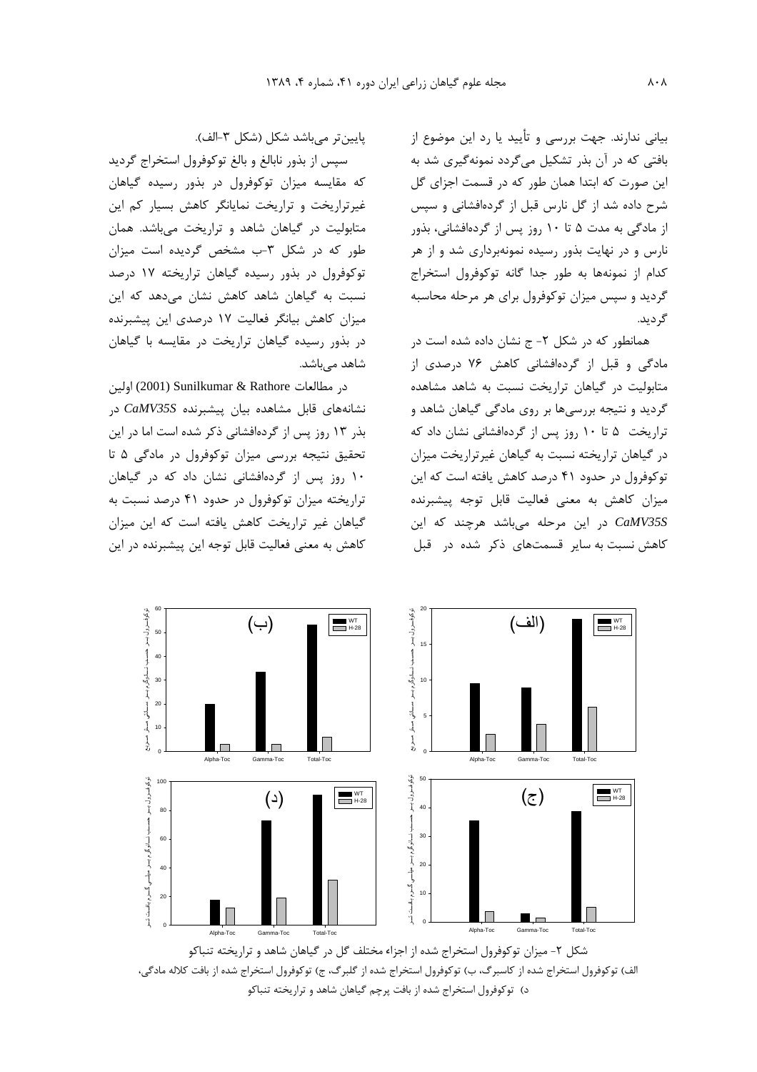بیانی ندارند. جهت بررسی و تأیید یا رد این موضوع از بافتی که در آن بذر تشکیل می‌گردد نمونه‌گیری شد به این صورت که ابتدا همان طور که در قسمت اجزای گل شرح داده شد از گل نارس قبل از گرده‌افشانی و سپس از مادگی به مدت ۵ تا ۱۰ روز پس از گرده‌افشانی، بذور نارس و در نهایت بذور رسیده نمونه‌برداری شد و از هر کدام از نمونه‌ها به طور جدا گانه توکوفرول استخراج گردید و سپس میزان توکوفرول برای هر مرحله محاسبه گردید.

همانطور که در شکل ۲- ج نشان داده شده است در مادگی و قبل از گرده‌افشانی کاهش ۷۶ درصدی از متابولیت در گیاهان تراریخت نسبت به شاهد مشاهده گردید و نتیجه بررسی‌ها بر روی مادگی گیاهان شاهد و تراریخت ۵ تا ۱۰ روز پس از گرده‌افشانی نشان داد که در گیاهان تراریخته نسبت به گیاهان غیرتراریخت میزان توکوفرول در حدود ۴۱ درصد کاهش یافته است که این میزان کاهش به معنی فعالیت قابل توجه پیشبرنده *CaMV35S* در این مرحله می‌باشد هرچند که این کاهش نسبت به سایر قسمت‌های ذکر شده در قبل پایین‌تر می‌باشد شکل (شکل ۳-الف).

سپس از بذور نابالغ و بالغ توکوفرول استخراج گردید که مقایسه میزان توکوفرول در بذور رسیده گیاهان غیرتراریخت و تراریخت نمایانگر کاهش بسیار کم این متابولیت در گیاهان شاهد و تراریخت می‌باشد. همان طور که در شکل ۳-ب مشخص گردیده است میزان توکوفرول در بذور رسیده گیاهان تراریخته ۱۷ درصد نسبت به گیاهان شاهد کاهش نشان می‌دهد که این میزان کاهش بیانگر فعالیت ۱۷ درصدی این پیشبرنده در بذور رسیده گیاهان تراریخت در مقایسه با گیاهان شاهد می‌باشد.

در مطالعات Sunilkumar & Rathore (2001) اولین نشانه‌های قابل مشاهده بیان پیشبرنده *CaMV35S* در بذر ۱۳ روز پس از گرده‌افشانی ذکر شده است اما در این تحقیق نتیجه بررسی میزان توکوفرول در مادگی ۵ تا ۱۰ روز پس از گرده‌افشانی نشان داد که در گیاهان تراریخته میزان توکوفرول در حدود ۴۱ درصد نسبت به گیاهان غیر تراریخت کاهش یافته است که این میزان کاهش به معنی فعالیت قابل توجه این پیشبرنده در این

شکل ۲- میزان توکوفرول استخراج شده از اجزاء مختلف گل در گیاهان شاهد و تراریخته تنباکو
الف) توکوفرول استخراج شده از کاسبرگ، ب) توکوفرول استخراج شده از گلبرگ، ج) توکوفرول استخراج شده از بافت کلاله مادگی، د) توکوفرول استخراج شده از بافت پرچم گیاهان شاهد و تراریخته تنباکو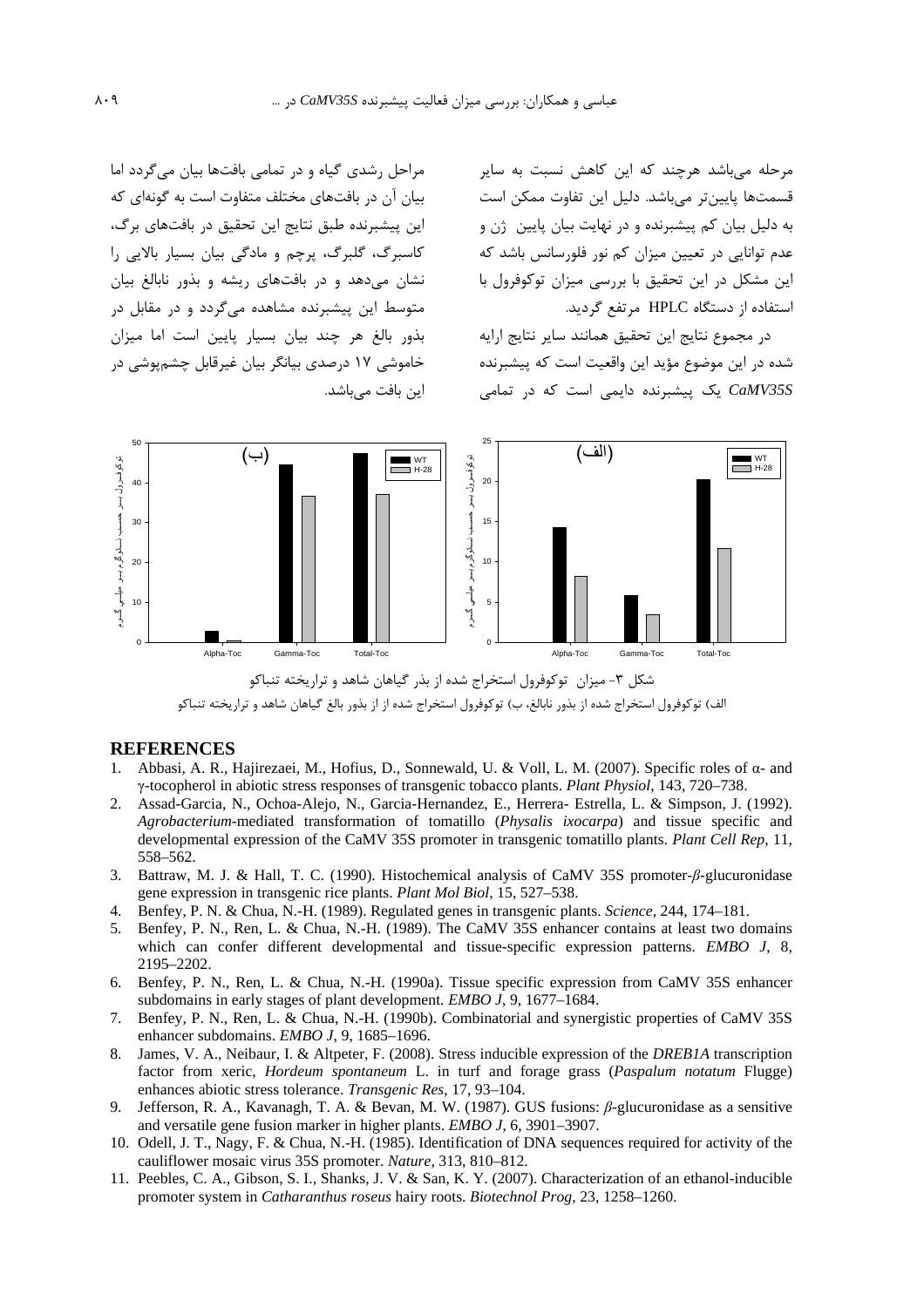مرحله می‌باشد هرچند که این کاهش نسبت به سایر قسمت‌ها پایین‌تر می‌باشد. دلیل این تفاوت ممکن است به دلیل بیان کم پیشبرنده و در نهایت بیان پایین ژن و عدم توانایی در تعیین میزان کم نور فلورسانس باشد که این مشکل در این تحقیق با بررسی میزان توکوفرول با استفاده از دستگاه HPLC مرتفع گردید.

در مجموع نتایج این تحقیق همانند سایر نتایج ارایه شده در این موضوع مؤید این واقعیت است که پیشبرنده *CaMV35S* یک پیشبرنده دایمی است که در تمامی مراحل رشدی گیاه و در تمامی بافت‌ها بیان می‌گردد اما بیان آن در بافت‌های مختلف متفاوت است به گونه‌ای که این پیشبرنده طبق نتایج این تحقیق در بافت‌های برگ، کاسبرگ، گلبرگ، پرچم و مادگی بیان بسیار بالایی را نشان می‌دهد و در بافت‌های ریشه و بذور نابالغ بیان متوسط این پیشبرنده مشاهده می‌گردد و در مقابل در بذور بالغ هر چند بیان بسیار پایین است اما میزان خاموشی ۱۷ درصدی بیانگر بیان غیرقابل چشم‌پوشی در این بافت می‌باشد.

شکل ۳- میزان توکوفرول استخراج شده از بذر گیاهان شاهد و تراریخته تنباکو

الف) توکوفرول استخراج شده از بذور نابالغ، ب) توکوفرول استخراج شده از از بذور بالغ گیاهان شاهد و تراریخته تنباکو

## REFERENCES

1. Abbasi, A. R., Hajirezaei, M., Hofius, D., Sonnewald, U. & Voll, L. M. (2007). Specific roles of α- and γ-tocopherol in abiotic stress responses of transgenic tobacco plants. *Plant Physiol*, 143, 720–738.
2. Assad-Garcia, N., Ochoa-Alejo, N., Garcia-Hernandez, E., Herrera- Estrella, L. & Simpson, J. (1992). *Agrobacterium*-mediated transformation of tomatillo (*Physalis ixocarpa*) and tissue specific and developmental expression of the CaMV 35S promoter in transgenic tomatillo plants. *Plant Cell Rep*, 11, 558–562.
3. Battraw, M. J. & Hall, T. C. (1990). Histochemical analysis of CaMV 35S promoter-*β*-glucuronidase gene expression in transgenic rice plants. *Plant Mol Biol*, 15, 527–538.
4. Benfey, P. N. & Chua, N.-H. (1989). Regulated genes in transgenic plants. *Science*, 244, 174–181.
5. Benfey, P. N., Ren, L. & Chua, N.-H. (1989). The CaMV 35S enhancer contains at least two domains which can confer different developmental and tissue-specific expression patterns. *EMBO J*, 8, 2195–2202.
6. Benfey, P. N., Ren, L. & Chua, N.-H. (1990a). Tissue specific expression from CaMV 35S enhancer subdomains in early stages of plant development. *EMBO J*, 9, 1677–1684.
7. Benfey, P. N., Ren, L. & Chua, N.-H. (1990b). Combinatorial and synergistic properties of CaMV 35S enhancer subdomains. *EMBO J*, 9, 1685–1696.
8. James, V. A., Neibaur, I. & Altpeter, F. (2008). Stress inducible expression of the *DREB1A* transcription factor from xeric, *Hordeum spontaneum* L. in turf and forage grass (*Paspalum notatum* Flugge) enhances abiotic stress tolerance. *Transgenic Res*, 17, 93–104.
9. Jefferson, R. A., Kavanagh, T. A. & Bevan, M. W. (1987). GUS fusions: *β*-glucuronidase as a sensitive and versatile gene fusion marker in higher plants. *EMBO J*, 6, 3901–3907.
10. Odell, J. T., Nagy, F. & Chua, N.-H. (1985). Identification of DNA sequences required for activity of the cauliflower mosaic virus 35S promoter. *Nature*, 313, 810–812.
11. Peebles, C. A., Gibson, S. I., Shanks, J. V. & San, K. Y. (2007). Characterization of an ethanol-inducible promoter system in *Catharanthus roseus* hairy roots. *Biotechnol Prog*, 23, 1258–1260.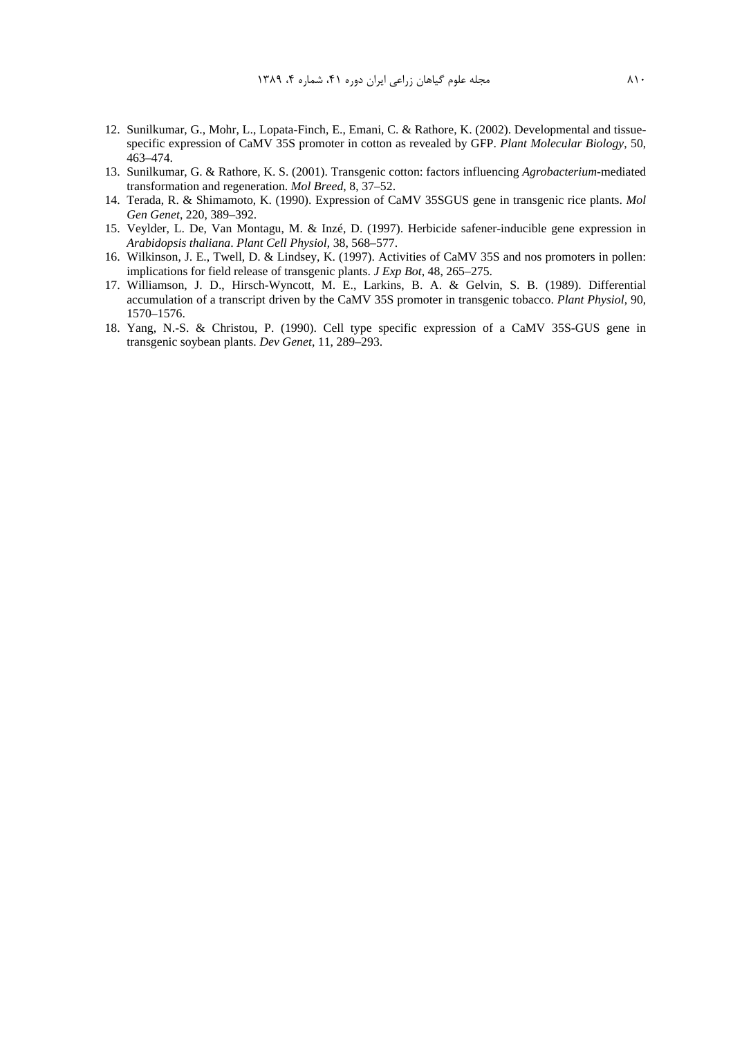12. Sunilkumar, G., Mohr, L., Lopata-Finch, E., Emani, C. & Rathore, K. (2002). Developmental and tissue-specific expression of CaMV 35S promoter in cotton as revealed by GFP. *Plant Molecular Biology*, 50, 463–474.
13. Sunilkumar, G. & Rathore, K. S. (2001). Transgenic cotton: factors influencing *Agrobacterium*-mediated transformation and regeneration. *Mol Breed*, 8, 37–52.
14. Terada, R. & Shimamoto, K. (1990). Expression of CaMV 35SGUS gene in transgenic rice plants. *Mol Gen Genet*, 220, 389–392.
15. Veylder, L. De, Van Montagu, M. & Inzé, D. (1997). Herbicide safener-inducible gene expression in *Arabidopsis thaliana*. *Plant Cell Physiol*, 38, 568–577.
16. Wilkinson, J. E., Twell, D. & Lindsey, K. (1997). Activities of CaMV 35S and nos promoters in pollen: implications for field release of transgenic plants. *J Exp Bot*, 48, 265–275.
17. Williamson, J. D., Hirsch-Wyncott, M. E., Larkins, B. A. & Gelvin, S. B. (1989). Differential accumulation of a transcript driven by the CaMV 35S promoter in transgenic tobacco. *Plant Physiol*, 90, 1570–1576.
18. Yang, N.-S. & Christou, P. (1990). Cell type specific expression of a CaMV 35S-GUS gene in transgenic soybean plants. *Dev Genet*, 11, 289–293.